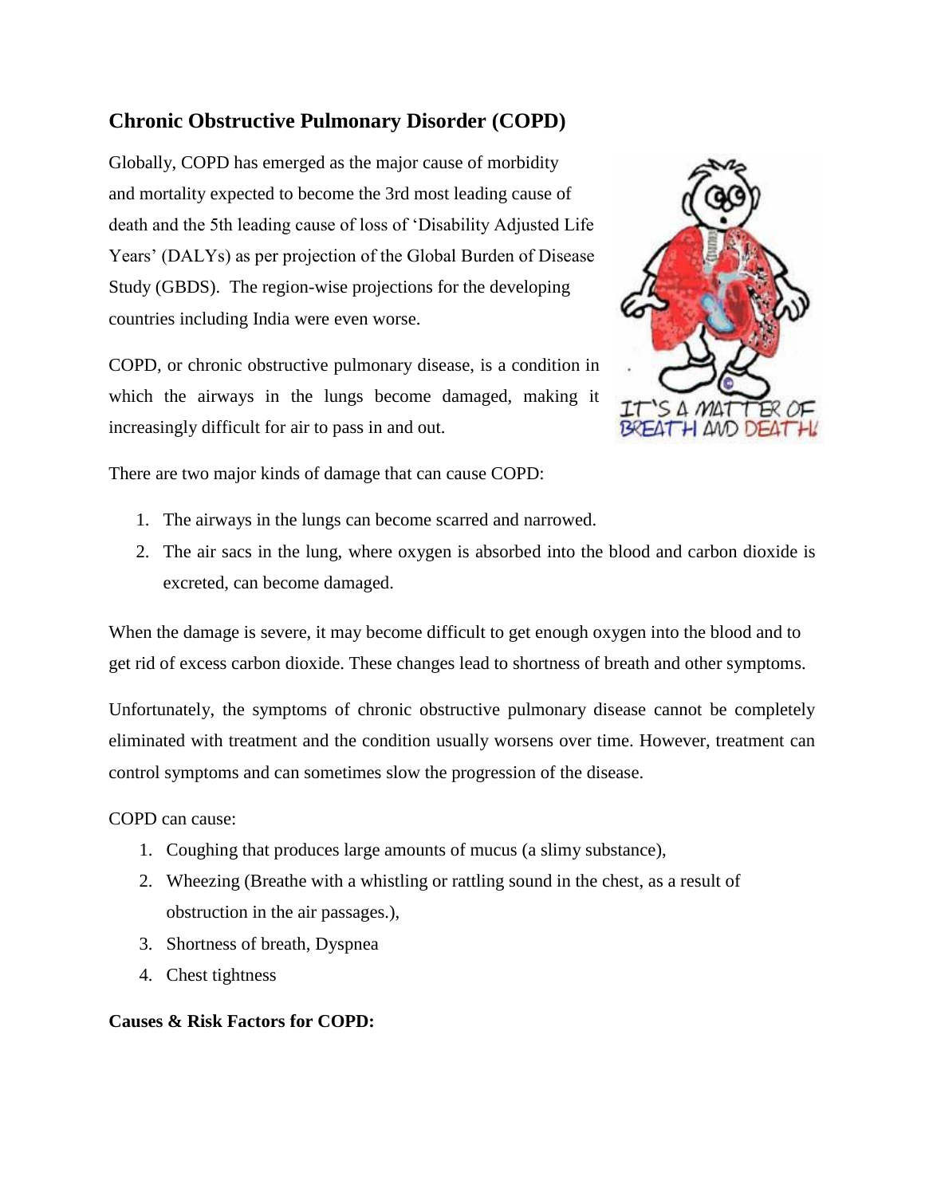## Chronic Obstructive Pulmonary Disorder (COPD)

Globally, COPD has emerged as the major cause of morbidity and mortality expected to become the 3rd most leading cause of death and the 5th leading cause of loss of 'Disability Adjusted Life Years' (DALYs) as per projection of the Global Burden of Disease Study (GBDS). The region-wise projections for the developing countries including India were even worse.

COPD, or chronic obstructive pulmonary disease, is a condition in which the airways in the lungs become damaged, making it increasingly difficult for air to pass in and out.

There are two major kinds of damage that can cause COPD:

1. The airways in the lungs can become scarred and narrowed.
2. The air sacs in the lung, where oxygen is absorbed into the blood and carbon dioxide is excreted, can become damaged.

When the damage is severe, it may become difficult to get enough oxygen into the blood and to get rid of excess carbon dioxide. These changes lead to shortness of breath and other symptoms.

Unfortunately, the symptoms of chronic obstructive pulmonary disease cannot be completely eliminated with treatment and the condition usually worsens over time. However, treatment can control symptoms and can sometimes slow the progression of the disease.

COPD can cause:

1. Coughing that produces large amounts of mucus (a slimy substance),
2. Wheezing (Breathe with a whistling or rattling sound in the chest, as a result of obstruction in the air passages.),
3. Shortness of breath, Dyspnea
4. Chest tightness

**Causes & Risk Factors for COPD:**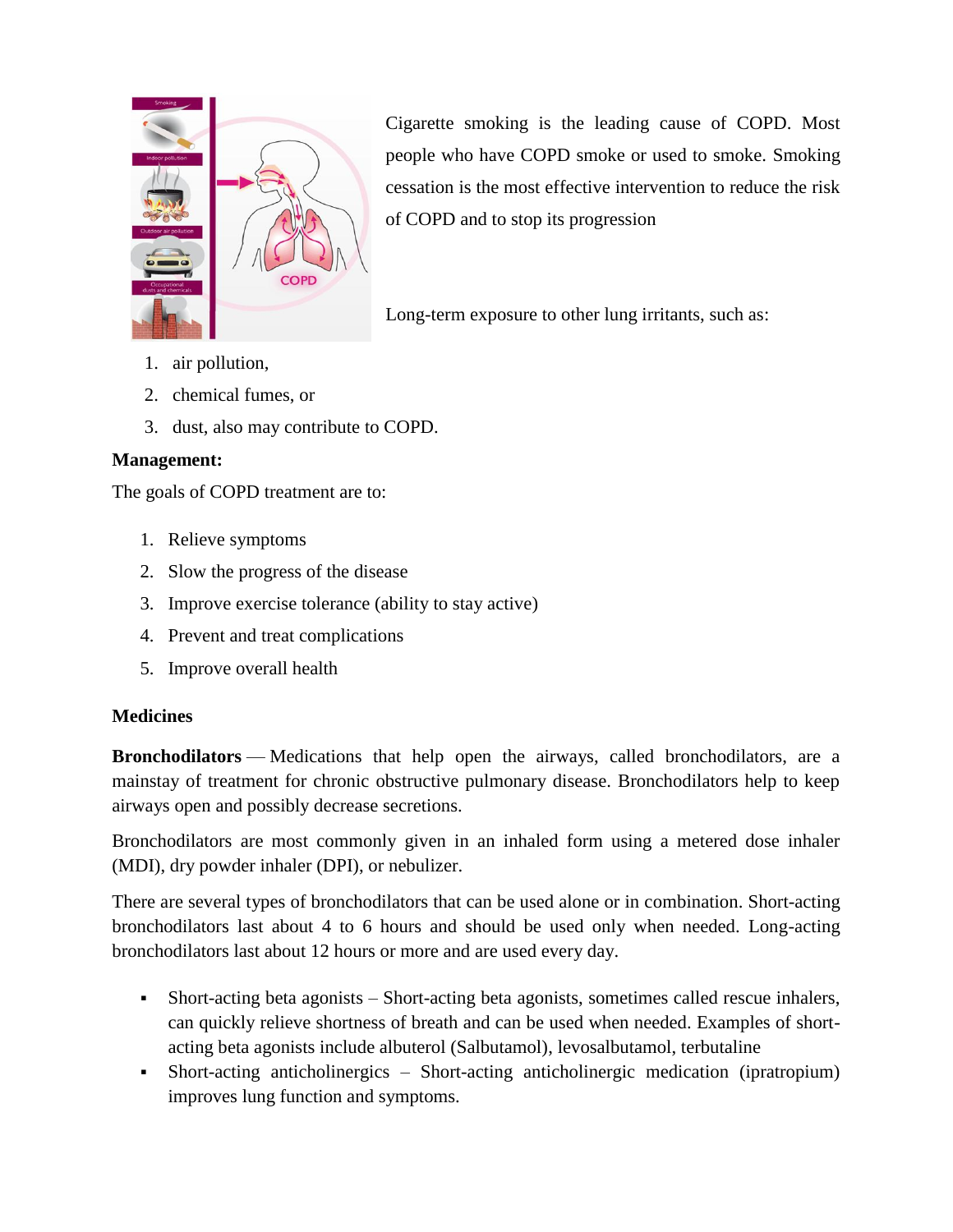Cigarette smoking is the leading cause of COPD. Most people who have COPD smoke or used to smoke. Smoking cessation is the most effective intervention to reduce the risk of COPD and to stop its progression

Long-term exposure to other lung irritants, such as:

1. air pollution,
2. chemical fumes, or
3. dust, also may contribute to COPD.

**Management:**

The goals of COPD treatment are to:

1. Relieve symptoms
2. Slow the progress of the disease
3. Improve exercise tolerance (ability to stay active)
4. Prevent and treat complications
5. Improve overall health

**Medicines**

**Bronchodilators** — Medications that help open the airways, called bronchodilators, are a mainstay of treatment for chronic obstructive pulmonary disease. Bronchodilators help to keep airways open and possibly decrease secretions.

Bronchodilators are most commonly given in an inhaled form using a metered dose inhaler (MDI), dry powder inhaler (DPI), or nebulizer.

There are several types of bronchodilators that can be used alone or in combination. Short-acting bronchodilators last about 4 to 6 hours and should be used only when needed. Long-acting bronchodilators last about 12 hours or more and are used every day.

- Short-acting beta agonists – Short-acting beta agonists, sometimes called rescue inhalers, can quickly relieve shortness of breath and can be used when needed. Examples of short-acting beta agonists include albuterol (Salbutamol), levosalbutamol, terbutaline
- Short-acting anticholinergics – Short-acting anticholinergic medication (ipratropium) improves lung function and symptoms.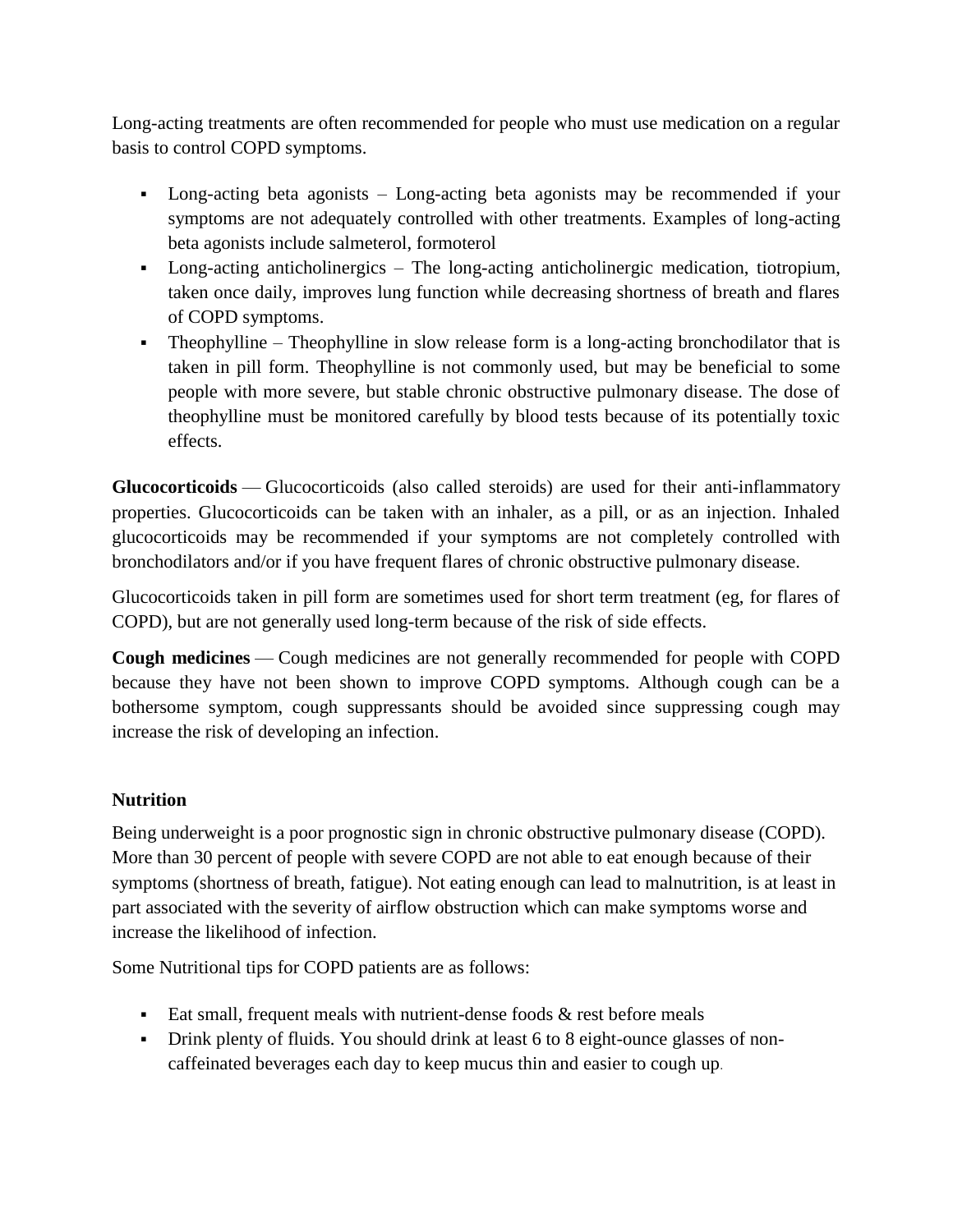Long-acting treatments are often recommended for people who must use medication on a regular basis to control COPD symptoms.

- Long-acting beta agonists – Long-acting beta agonists may be recommended if your symptoms are not adequately controlled with other treatments. Examples of long-acting beta agonists include salmeterol, formoterol
- Long-acting anticholinergics – The long-acting anticholinergic medication, tiotropium, taken once daily, improves lung function while decreasing shortness of breath and flares of COPD symptoms.
- Theophylline – Theophylline in slow release form is a long-acting bronchodilator that is taken in pill form. Theophylline is not commonly used, but may be beneficial to some people with more severe, but stable chronic obstructive pulmonary disease. The dose of theophylline must be monitored carefully by blood tests because of its potentially toxic effects.

**Glucocorticoids** — Glucocorticoids (also called steroids) are used for their anti-inflammatory properties. Glucocorticoids can be taken with an inhaler, as a pill, or as an injection. Inhaled glucocorticoids may be recommended if your symptoms are not completely controlled with bronchodilators and/or if you have frequent flares of chronic obstructive pulmonary disease.

Glucocorticoids taken in pill form are sometimes used for short term treatment (eg, for flares of COPD), but are not generally used long-term because of the risk of side effects.

**Cough medicines** — Cough medicines are not generally recommended for people with COPD because they have not been shown to improve COPD symptoms. Although cough can be a bothersome symptom, cough suppressants should be avoided since suppressing cough may increase the risk of developing an infection.

**Nutrition**

Being underweight is a poor prognostic sign in chronic obstructive pulmonary disease (COPD). More than 30 percent of people with severe COPD are not able to eat enough because of their symptoms (shortness of breath, fatigue). Not eating enough can lead to malnutrition, is at least in part associated with the severity of airflow obstruction which can make symptoms worse and increase the likelihood of infection.

Some Nutritional tips for COPD patients are as follows:

- Eat small, frequent meals with nutrient-dense foods & rest before meals
- Drink plenty of fluids. You should drink at least 6 to 8 eight-ounce glasses of non-caffeinated beverages each day to keep mucus thin and easier to cough up.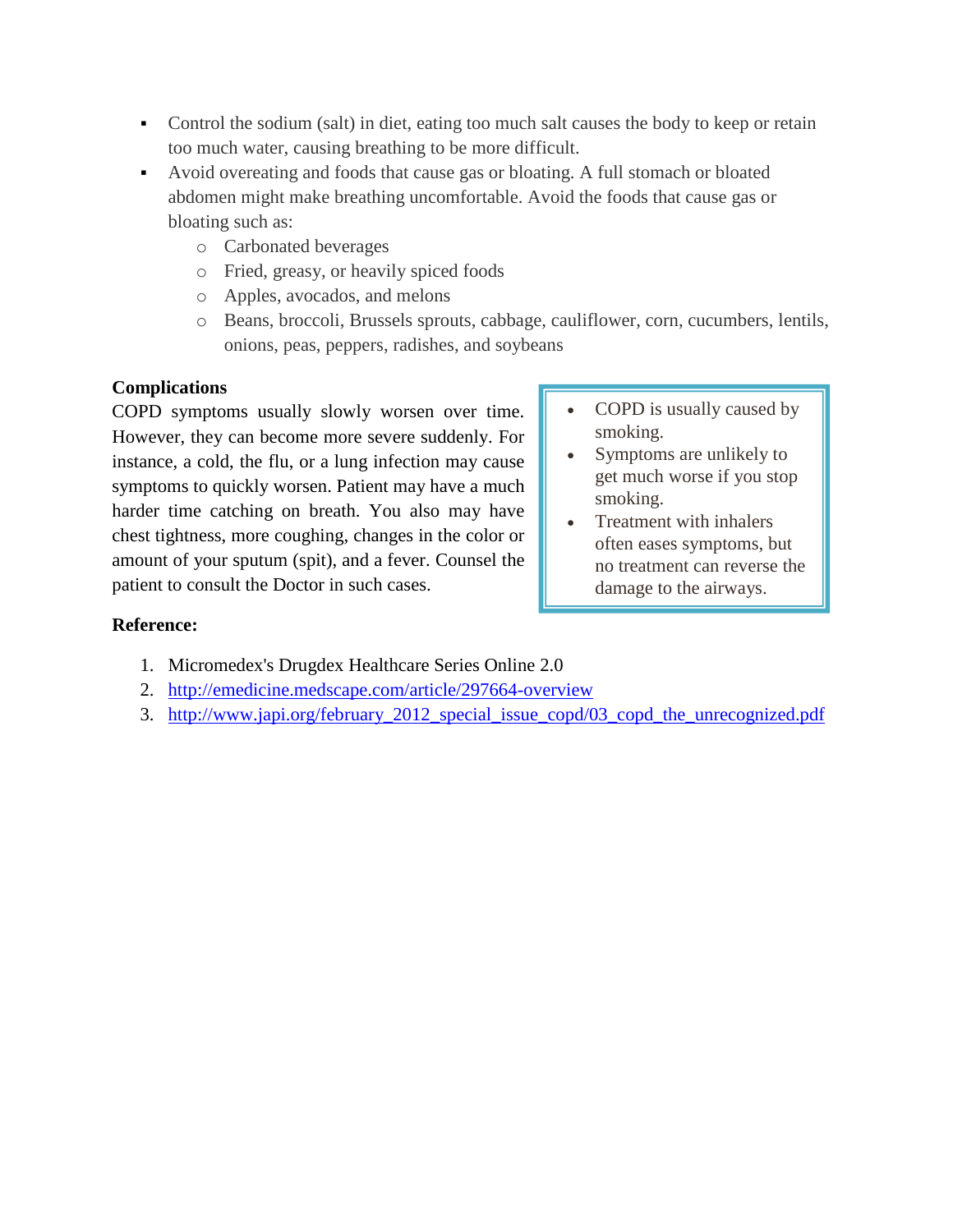- Control the sodium (salt) in diet, eating too much salt causes the body to keep or retain too much water, causing breathing to be more difficult.
- Avoid overeating and foods that cause gas or bloating. A full stomach or bloated abdomen might make breathing uncomfortable. Avoid the foods that cause gas or bloating such as:
  - Carbonated beverages
  - Fried, greasy, or heavily spiced foods
  - Apples, avocados, and melons
  - Beans, broccoli, Brussels sprouts, cabbage, cauliflower, corn, cucumbers, lentils, onions, peas, peppers, radishes, and soybeans

**Complications**

COPD symptoms usually slowly worsen over time. However, they can become more severe suddenly. For instance, a cold, the flu, or a lung infection may cause symptoms to quickly worsen. Patient may have a much harder time catching on breath. You also may have chest tightness, more coughing, changes in the color or amount of your sputum (spit), and a fever. Counsel the patient to consult the Doctor in such cases.

- COPD is usually caused by smoking.
- Symptoms are unlikely to get much worse if you stop smoking.
- Treatment with inhalers often eases symptoms, but no treatment can reverse the damage to the airways.

**Reference:**

1. Micromedex's Drugdex Healthcare Series Online 2.0
2. http://emedicine.medscape.com/article/297664-overview
3. http://www.japi.org/february_2012_special_issue_copd/03_copd_the_unrecognized.pdf